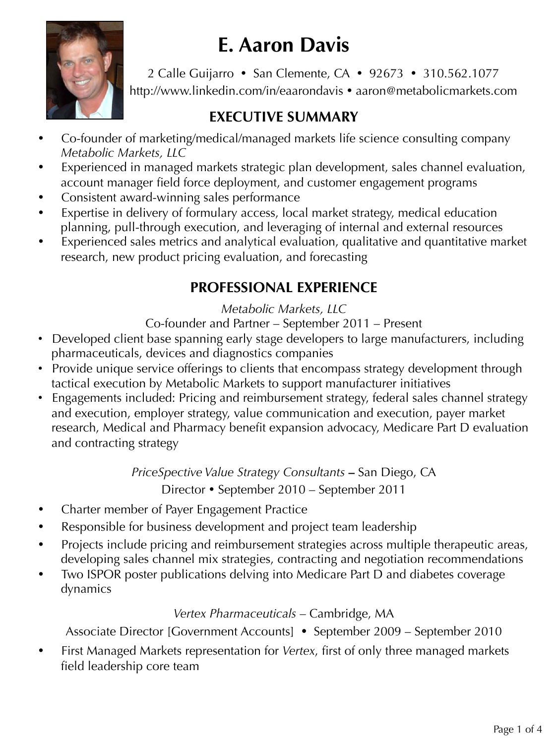# E. Aaron Davis

2 Calle Guijarro • San Clemente, CA • 92673 • 310.562.1077
http://www.linkedin.com/in/eaarondavis • aaron@metabolicmarkets.com

## EXECUTIVE SUMMARY

- Co-founder of marketing/medical/managed markets life science consulting company *Metabolic Markets, LLC*
- Experienced in managed markets strategic plan development, sales channel evaluation, account manager field force deployment, and customer engagement programs
- Consistent award-winning sales performance
- Expertise in delivery of formulary access, local market strategy, medical education planning, pull-through execution, and leveraging of internal and external resources
- Experienced sales metrics and analytical evaluation, qualitative and quantitative market research, new product pricing evaluation, and forecasting

## PROFESSIONAL EXPERIENCE

*Metabolic Markets, LLC*
Co-founder and Partner – September 2011 – Present

- Developed client base spanning early stage developers to large manufacturers, including pharmaceuticals, devices and diagnostics companies
- Provide unique service offerings to clients that encompass strategy development through tactical execution by Metabolic Markets to support manufacturer initiatives
- Engagements included: Pricing and reimbursement strategy, federal sales channel strategy and execution, employer strategy, value communication and execution, payer market research, Medical and Pharmacy benefit expansion advocacy, Medicare Part D evaluation and contracting strategy

*PriceSpective Value Strategy Consultants* – San Diego, CA
Director • September 2010 – September 2011

- Charter member of Payer Engagement Practice
- Responsible for business development and project team leadership
- Projects include pricing and reimbursement strategies across multiple therapeutic areas, developing sales channel mix strategies, contracting and negotiation recommendations
- Two ISPOR poster publications delving into Medicare Part D and diabetes coverage dynamics

*Vertex Pharmaceuticals* – Cambridge, MA
Associate Director [Government Accounts] • September 2009 – September 2010

- First Managed Markets representation for *Vertex*, first of only three managed markets field leadership core team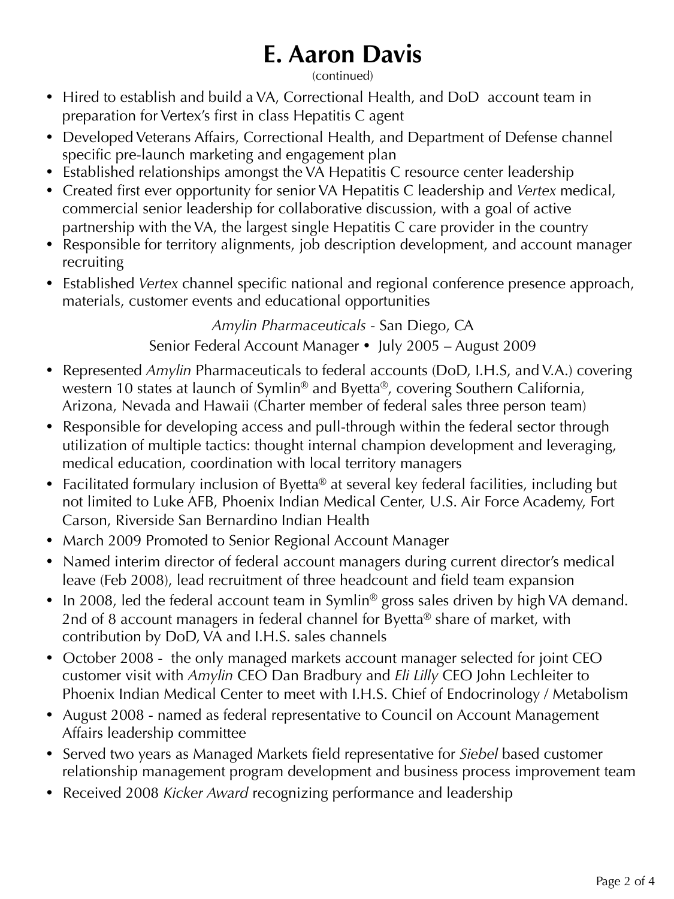- Hired to establish and build a VA, Correctional Health, and DoD account team in preparation for Vertex's first in class Hepatitis C agent
- Developed Veterans Affairs, Correctional Health, and Department of Defense channel specific pre-launch marketing and engagement plan
- Established relationships amongst the VA Hepatitis C resource center leadership
- Created first ever opportunity for senior VA Hepatitis C leadership and *Vertex* medical, commercial senior leadership for collaborative discussion, with a goal of active partnership with the VA, the largest single Hepatitis C care provider in the country
- Responsible for territory alignments, job description development, and account manager recruiting
- Established *Vertex* channel specific national and regional conference presence approach, materials, customer events and educational opportunities

*Amylin Pharmaceuticals* - San Diego, CA
Senior Federal Account Manager • July 2005 – August 2009

- Represented *Amylin* Pharmaceuticals to federal accounts (DoD, I.H.S, and V.A.) covering western 10 states at launch of Symlin® and Byetta®, covering Southern California, Arizona, Nevada and Hawaii (Charter member of federal sales three person team)
- Responsible for developing access and pull-through within the federal sector through utilization of multiple tactics: thought internal champion development and leveraging, medical education, coordination with local territory managers
- Facilitated formulary inclusion of Byetta® at several key federal facilities, including but not limited to Luke AFB, Phoenix Indian Medical Center, U.S. Air Force Academy, Fort Carson, Riverside San Bernardino Indian Health
- March 2009 Promoted to Senior Regional Account Manager
- Named interim director of federal account managers during current director's medical leave (Feb 2008), lead recruitment of three headcount and field team expansion
- In 2008, led the federal account team in Symlin® gross sales driven by high VA demand. 2nd of 8 account managers in federal channel for Byetta® share of market, with contribution by DoD, VA and I.H.S. sales channels
- October 2008 - the only managed markets account manager selected for joint CEO customer visit with *Amylin* CEO Dan Bradbury and *Eli Lilly* CEO John Lechleiter to Phoenix Indian Medical Center to meet with I.H.S. Chief of Endocrinology / Metabolism
- August 2008 - named as federal representative to Council on Account Management Affairs leadership committee
- Served two years as Managed Markets field representative for *Siebel* based customer relationship management program development and business process improvement team
- Received 2008 *Kicker Award* recognizing performance and leadership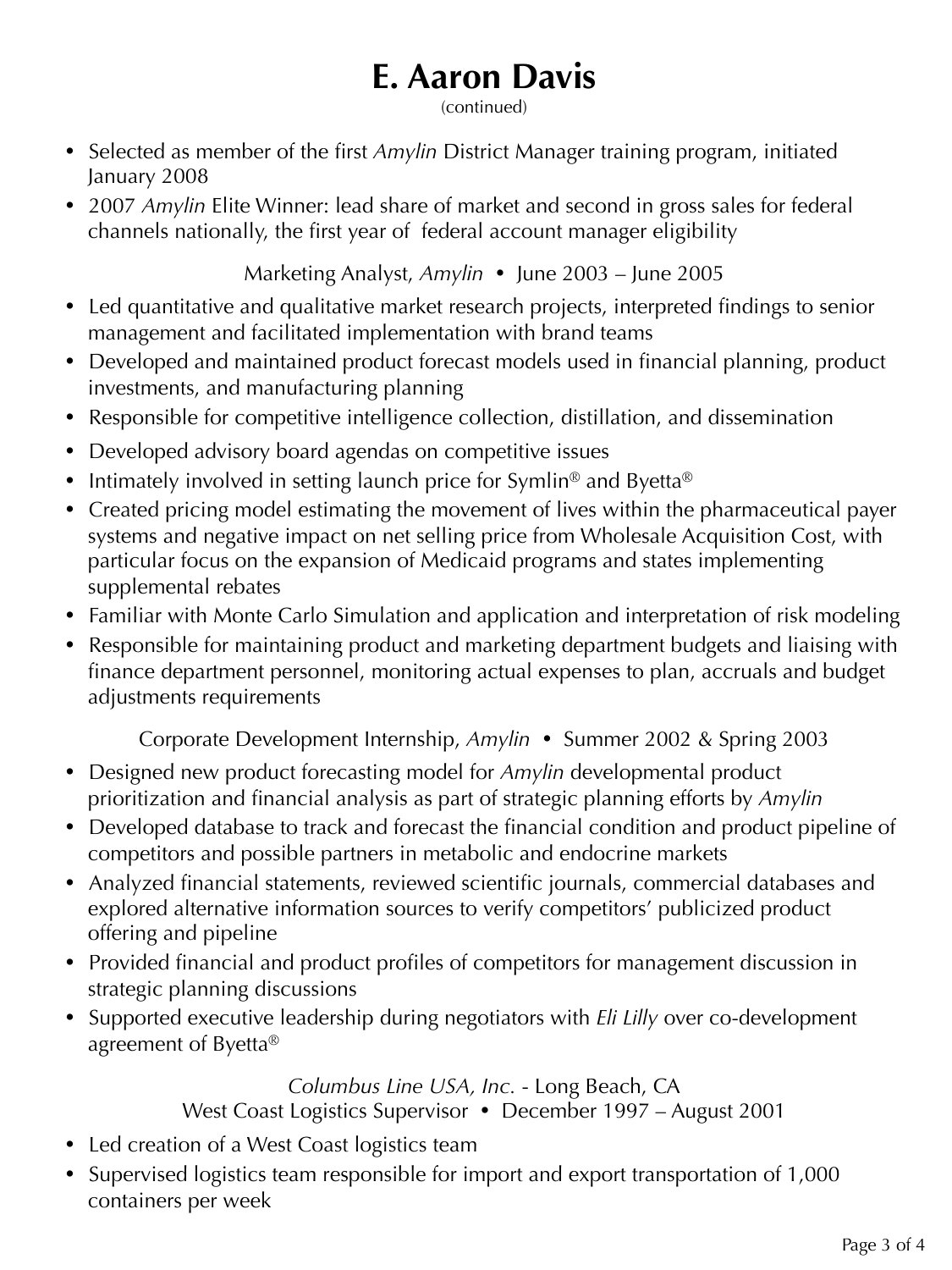# E. Aaron Davis

(continued)

- Selected as member of the first *Amylin* District Manager training program, initiated January 2008
- 2007 *Amylin* Elite Winner: lead share of market and second in gross sales for federal channels nationally, the first year of federal account manager eligibility

Marketing Analyst, *Amylin* • June 2003 – June 2005

- Led quantitative and qualitative market research projects, interpreted findings to senior management and facilitated implementation with brand teams
- Developed and maintained product forecast models used in financial planning, product investments, and manufacturing planning
- Responsible for competitive intelligence collection, distillation, and dissemination
- Developed advisory board agendas on competitive issues
- Intimately involved in setting launch price for Symlin® and Byetta®
- Created pricing model estimating the movement of lives within the pharmaceutical payer systems and negative impact on net selling price from Wholesale Acquisition Cost, with particular focus on the expansion of Medicaid programs and states implementing supplemental rebates
- Familiar with Monte Carlo Simulation and application and interpretation of risk modeling
- Responsible for maintaining product and marketing department budgets and liaising with finance department personnel, monitoring actual expenses to plan, accruals and budget adjustments requirements

Corporate Development Internship, *Amylin* • Summer 2002 & Spring 2003

- Designed new product forecasting model for *Amylin* developmental product prioritization and financial analysis as part of strategic planning efforts by *Amylin*
- Developed database to track and forecast the financial condition and product pipeline of competitors and possible partners in metabolic and endocrine markets
- Analyzed financial statements, reviewed scientific journals, commercial databases and explored alternative information sources to verify competitors' publicized product offering and pipeline
- Provided financial and product profiles of competitors for management discussion in strategic planning discussions
- Supported executive leadership during negotiators with *Eli Lilly* over co-development agreement of Byetta®

*Columbus Line USA, Inc.* - Long Beach, CA

West Coast Logistics Supervisor • December 1997 – August 2001

- Led creation of a West Coast logistics team
- Supervised logistics team responsible for import and export transportation of 1,000 containers per week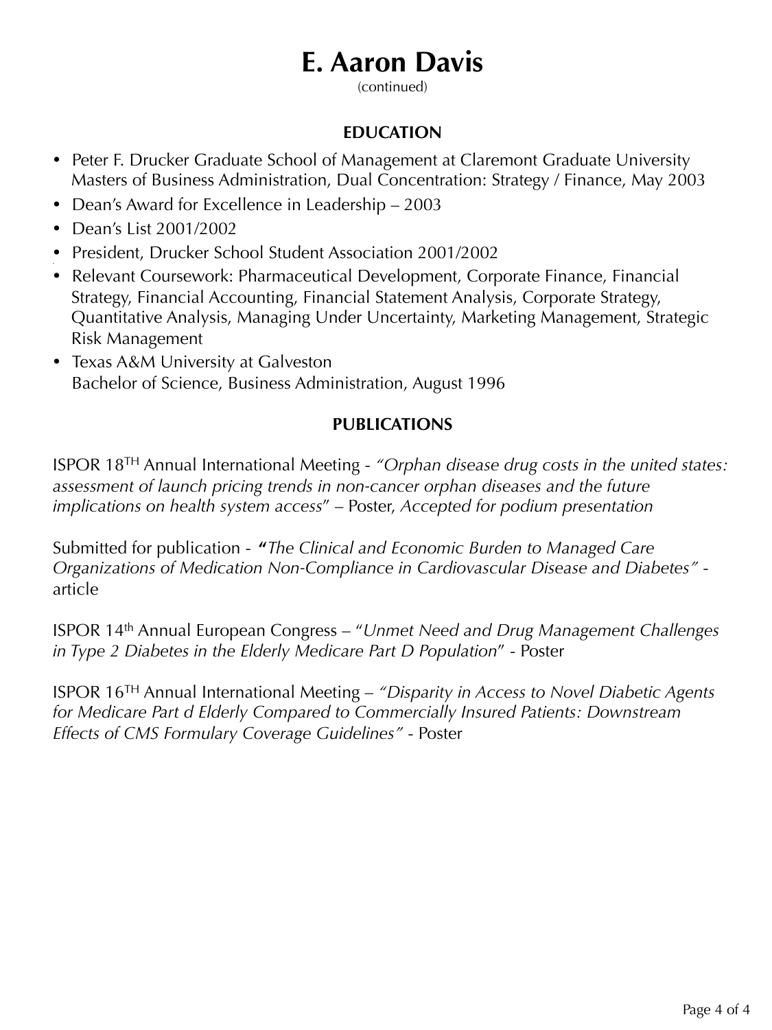# E. Aaron Davis

(continued)

## EDUCATION

- Peter F. Drucker Graduate School of Management at Claremont Graduate University
  Masters of Business Administration, Dual Concentration: Strategy / Finance, May 2003
- Dean's Award for Excellence in Leadership – 2003
- Dean's List 2001/2002
- President, Drucker School Student Association 2001/2002
- Relevant Coursework: Pharmaceutical Development, Corporate Finance, Financial Strategy, Financial Accounting, Financial Statement Analysis, Corporate Strategy, Quantitative Analysis, Managing Under Uncertainty, Marketing Management, Strategic Risk Management
- Texas A&M University at Galveston
  Bachelor of Science, Business Administration, August 1996

## PUBLICATIONS

ISPOR 18TH Annual International Meeting - *"Orphan disease drug costs in the united states: assessment of launch pricing trends in non-cancer orphan diseases and the future implications on health system access"* – Poster, *Accepted for podium presentation*

Submitted for publication - ***"****The Clinical and Economic Burden to Managed Care Organizations of Medication Non-Compliance in Cardiovascular Disease and Diabetes"* - article

ISPOR 14th Annual European Congress – "*Unmet Need and Drug Management Challenges in Type 2 Diabetes in the Elderly Medicare Part D Population*" - Poster

ISPOR 16TH Annual International Meeting – *"Disparity in Access to Novel Diabetic Agents for Medicare Part d Elderly Compared to Commercially Insured Patients: Downstream Effects of CMS Formulary Coverage Guidelines"* - Poster